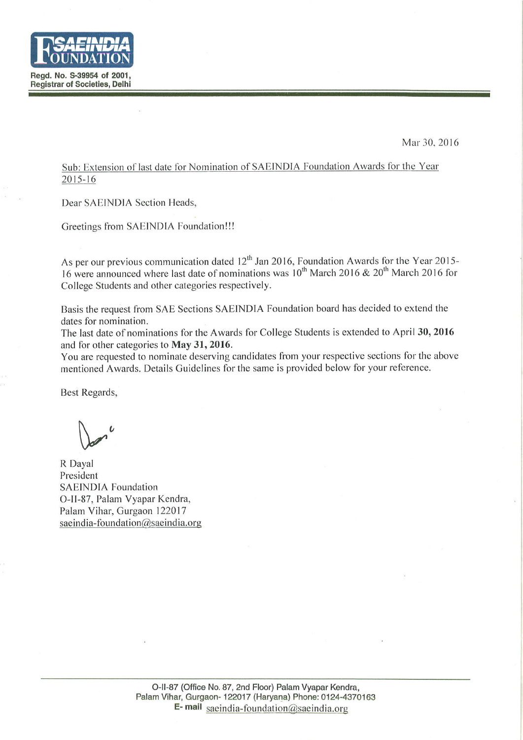**SAEINDIA FOUNDATION**

**Regd. No. S-39954 of 2001,**
**Registrar of Societies, Delhi**

Mar 30, 2016

Sub: Extension of last date for Nomination of SAEINDIA Foundation Awards for the Year 2015-16

Dear SAEINDIA Section Heads,

Greetings from SAEINDIA Foundation!!!

As per our previous communication dated 12th Jan 2016, Foundation Awards for the Year 2015-16 were announced where last date of nominations was 10th March 2016 & 20th March 2016 for College Students and other categories respectively.

Basis the request from SAE Sections SAEINDIA Foundation board has decided to extend the dates for nomination.
The last date of nominations for the Awards for College Students is extended to April **30, 2016** and for other categories to **May 31, 2016**.
You are requested to nominate deserving candidates from your respective sections for the above mentioned Awards. Details Guidelines for the same is provided below for your reference.

Best Regards,

R Dayal
President
SAEINDIA Foundation
O-II-87, Palam Vyapar Kendra,
Palam Vihar, Gurgaon 122017
saeindia-foundation@saeindia.org

O-II-87 (Office No. 87, 2nd Floor) Palam Vyapar Kendra,
Palam Vihar, Gurgaon- 122017 (Haryana) Phone: 0124-4370163
E- mail saeindia-foundation@saeindia.org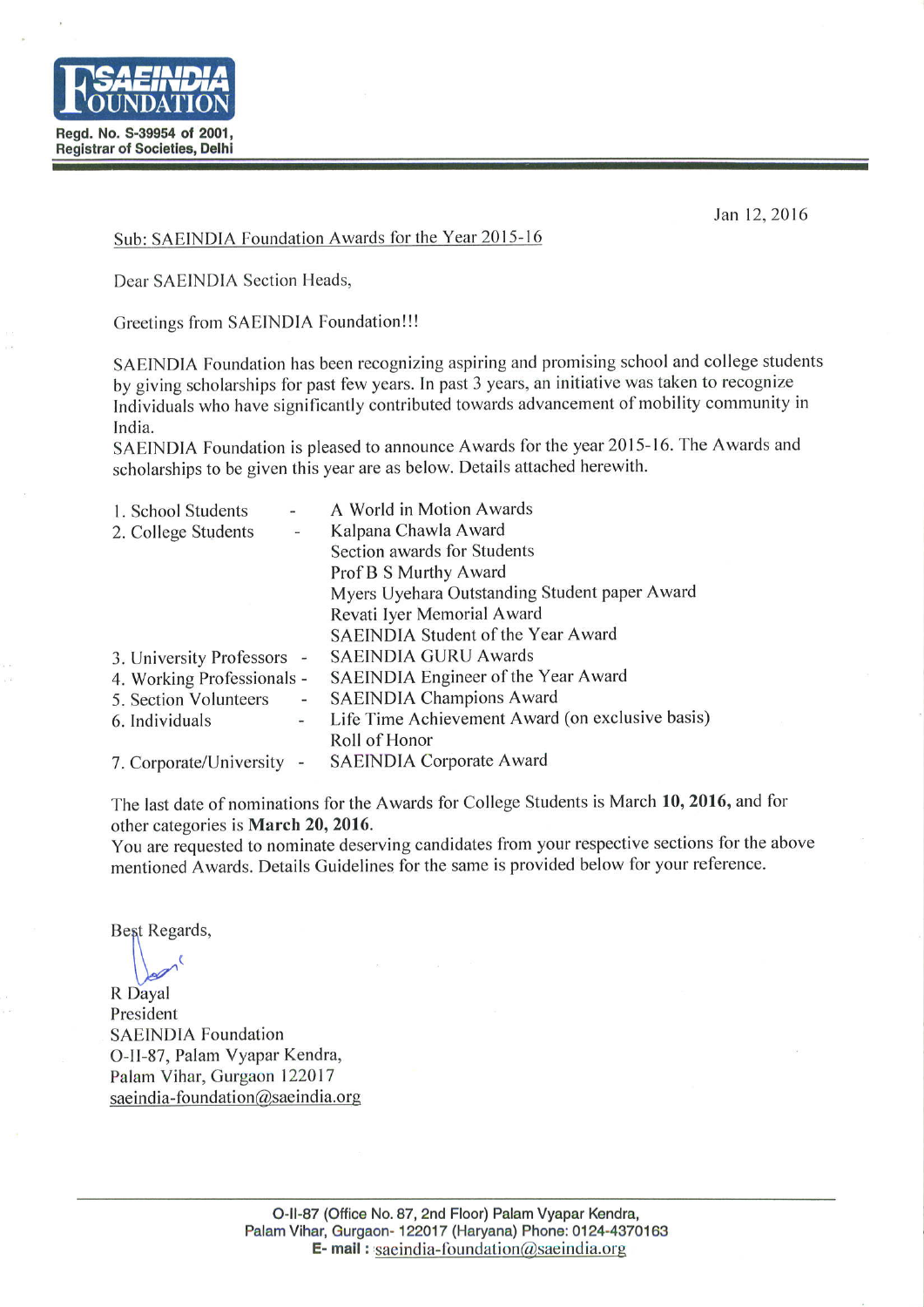**SAEINDIA FOUNDATION**

Regd. No. S-39954 of 2001,
Registrar of Societies, Delhi

Jan 12, 2016

Sub: SAEINDIA Foundation Awards for the Year 2015-16

Dear SAEINDIA Section Heads,

Greetings from SAEINDIA Foundation!!!

SAEINDIA Foundation has been recognizing aspiring and promising school and college students by giving scholarships for past few years. In past 3 years, an initiative was taken to recognize Individuals who have significantly contributed towards advancement of mobility community in India.

SAEINDIA Foundation is pleased to announce Awards for the year 2015-16. The Awards and scholarships to be given this year are as below. Details attached herewith.

| | | |
|---|---|---|
| 1. School Students | - | A World in Motion Awards |
| 2. College Students | - | Kalpana Chawla Award |
| | | Section awards for Students |
| | | Prof B S Murthy Award |
| | | Myers Uyehara Outstanding Student paper Award |
| | | Revati Iyer Memorial Award |
| | | SAEINDIA Student of the Year Award |
| 3. University Professors | - | SAEINDIA GURU Awards |
| 4. Working Professionals | - | SAEINDIA Engineer of the Year Award |
| 5. Section Volunteers | - | SAEINDIA Champions Award |
| 6. Individuals | - | Life Time Achievement Award (on exclusive basis) |
| | | Roll of Honor |
| 7. Corporate/University | - | SAEINDIA Corporate Award |

The last date of nominations for the Awards for College Students is March **10, 2016,** and for other categories is **March 20, 2016**.

You are requested to nominate deserving candidates from your respective sections for the above mentioned Awards. Details Guidelines for the same is provided below for your reference.

Best Regards,

R Dayal
President
SAEINDIA Foundation
O-II-87, Palam Vyapar Kendra,
Palam Vihar, Gurgaon 122017
saeindia-foundation@saeindia.org

O-II-87 (Office No. 87, 2nd Floor) Palam Vyapar Kendra,
Palam Vihar, Gurgaon- 122017 (Haryana) Phone: 0124-4370163
E- mail : saeindia-foundation@saeindia.org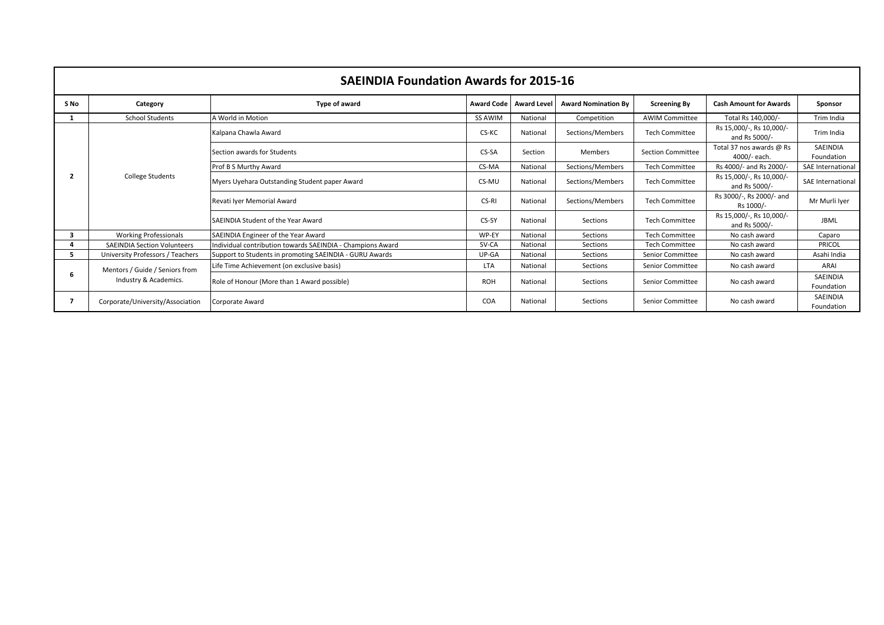# SAEINDIA Foundation Awards for 2015-16

| S No | Category | Type of award | Award Code | Award Level | Award Nomination By | Screening By | Cash Amount for Awards | Sponsor |
|---|---|---|---|---|---|---|---|---|
| 1 | School Students | A World in Motion | SS AWIM | National | Competition | AWIM Committee | Total Rs 140,000/- | Trim India |
| 2 | College Students | Kalpana Chawla Award | CS-KC | National | Sections/Members | Tech Committee | Rs 15,000/-, Rs 10,000/- and Rs 5000/- | Trim India |
| | | Section awards for Students | CS-SA | Section | Members | Section Committee | Total 37 nos awards @ Rs 4000/- each. | SAEINDIA Foundation |
| | | Prof B S Murthy Award | CS-MA | National | Sections/Members | Tech Committee | Rs 4000/- and Rs 2000/- | SAE International |
| | | Myers Uyehara Outstanding Student paper Award | CS-MU | National | Sections/Members | Tech Committee | Rs 15,000/-, Rs 10,000/- and Rs 5000/- | SAE International |
| | | Revati Iyer Memorial Award | CS-RI | National | Sections/Members | Tech Committee | Rs 3000/-, Rs 2000/- and Rs 1000/- | Mr Murli Iyer |
| | | SAEINDIA Student of the Year Award | CS-SY | National | Sections | Tech Committee | Rs 15,000/-, Rs 10,000/- and Rs 5000/- | JBML |
| 3 | Working Professionals | SAEINDIA Engineer of the Year Award | WP-EY | National | Sections | Tech Committee | No cash award | Caparo |
| 4 | SAEINDIA Section Volunteers | Individual contribution towards SAEINDIA - Champions Award | SV-CA | National | Sections | Tech Committee | No cash award | PRICOL |
| 5 | University Professors / Teachers | Support to Students in promoting SAEINDIA - GURU Awards | UP-GA | National | Sections | Senior Committee | No cash award | Asahi India |
| 6 | Mentors / Guide / Seniors from Industry & Academics. | Life Time Achievement (on exclusive basis) | LTA | National | Sections | Senior Committee | No cash award | ARAI |
| | | Role of Honour (More than 1 Award possible) | ROH | National | Sections | Senior Committee | No cash award | SAEINDIA Foundation |
| 7 | Corporate/University/Association | Corporate Award | COA | National | Sections | Senior Committee | No cash award | SAEINDIA Foundation |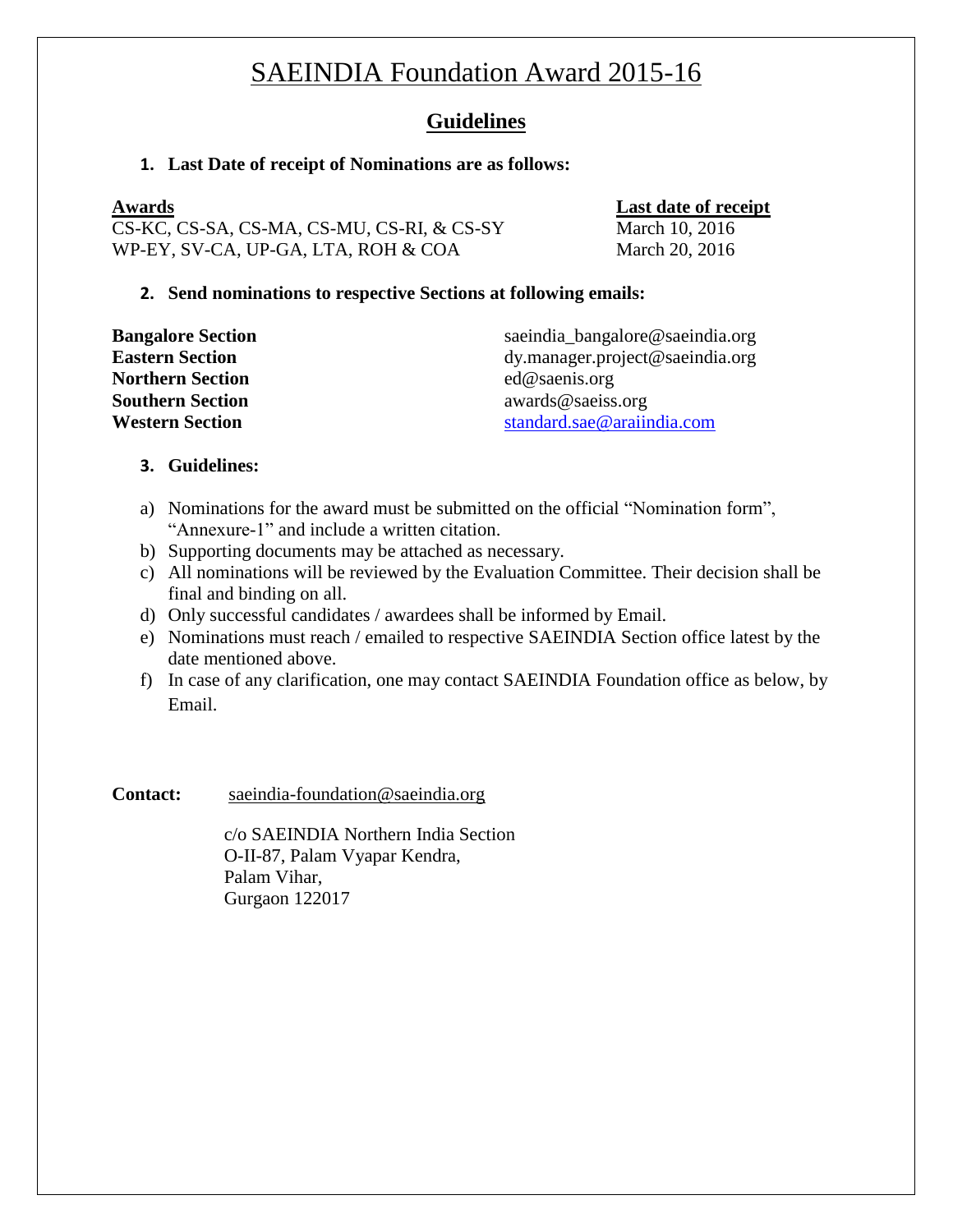# SAEINDIA Foundation Award 2015-16

## Guidelines

**1. Last Date of receipt of Nominations are as follows:**

| Awards | Last date of receipt |
|---|---|
| CS-KC, CS-SA, CS-MA, CS-MU, CS-RI, & CS-SY | March 10, 2016 |
| WP-EY, SV-CA, UP-GA, LTA, ROH & COA | March 20, 2016 |

**2. Send nominations to respective Sections at following emails:**

| | |
|---|---|
| **Bangalore Section** | saeindia_bangalore@saeindia.org |
| **Eastern Section** | dy.manager.project@saeindia.org |
| **Northern Section** | ed@saenis.org |
| **Southern Section** | awards@saeiss.org |
| **Western Section** | standard.sae@araiindia.com |

**3. Guidelines:**

a) Nominations for the award must be submitted on the official "Nomination form", "Annexure-1" and include a written citation.
b) Supporting documents may be attached as necessary.
c) All nominations will be reviewed by the Evaluation Committee. Their decision shall be final and binding on all.
d) Only successful candidates / awardees shall be informed by Email.
e) Nominations must reach / emailed to respective SAEINDIA Section office latest by the date mentioned above.
f) In case of any clarification, one may contact SAEINDIA Foundation office as below, by Email.

**Contact:** saeindia-foundation@saeindia.org

c/o SAEINDIA Northern India Section
O-II-87, Palam Vyapar Kendra,
Palam Vihar,
Gurgaon 122017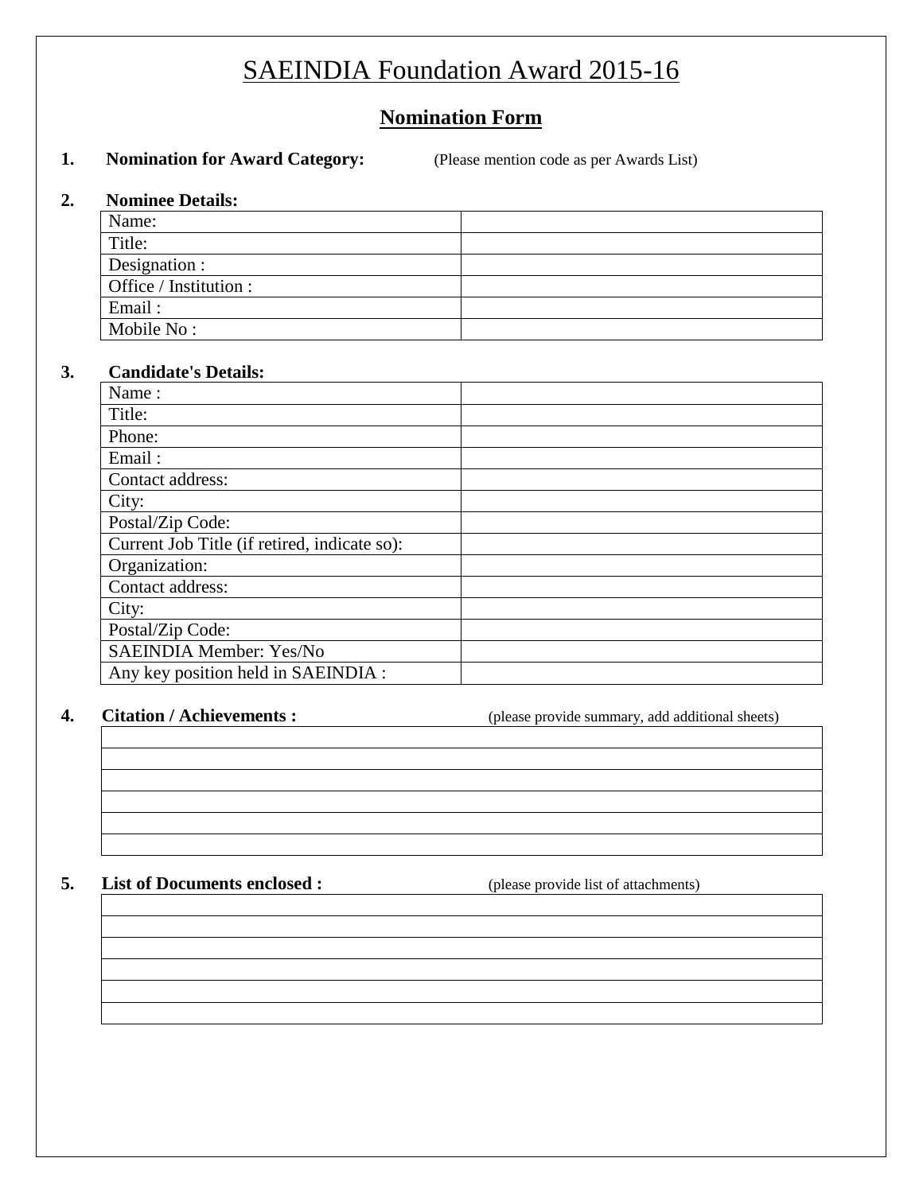# SAEINDIA Foundation Award 2015-16

## Nomination Form

**1. Nomination for Award Category:** (Please mention code as per Awards List)

**2. Nominee Details:**

| | |
|---|---|
| Name: | |
| Title: | |
| Designation : | |
| Office / Institution : | |
| Email : | |
| Mobile No : | |

**3. Candidate's Details:**

| | |
|---|---|
| Name : | |
| Title: | |
| Phone: | |
| Email : | |
| Contact address: | |
| City: | |
| Postal/Zip Code: | |
| Current Job Title (if retired, indicate so): | |
| Organization: | |
| Contact address: | |
| City: | |
| Postal/Zip Code: | |
| SAEINDIA Member: Yes/No | |
| Any key position held in SAEINDIA : | |

**4. Citation / Achievements :** (please provide summary, add additional sheets)

| |
|---|
| |
| |
| |
| |
| |
| |

**5. List of Documents enclosed :** (please provide list of attachments)

| |
|---|
| |
| |
| |
| |
| |
| |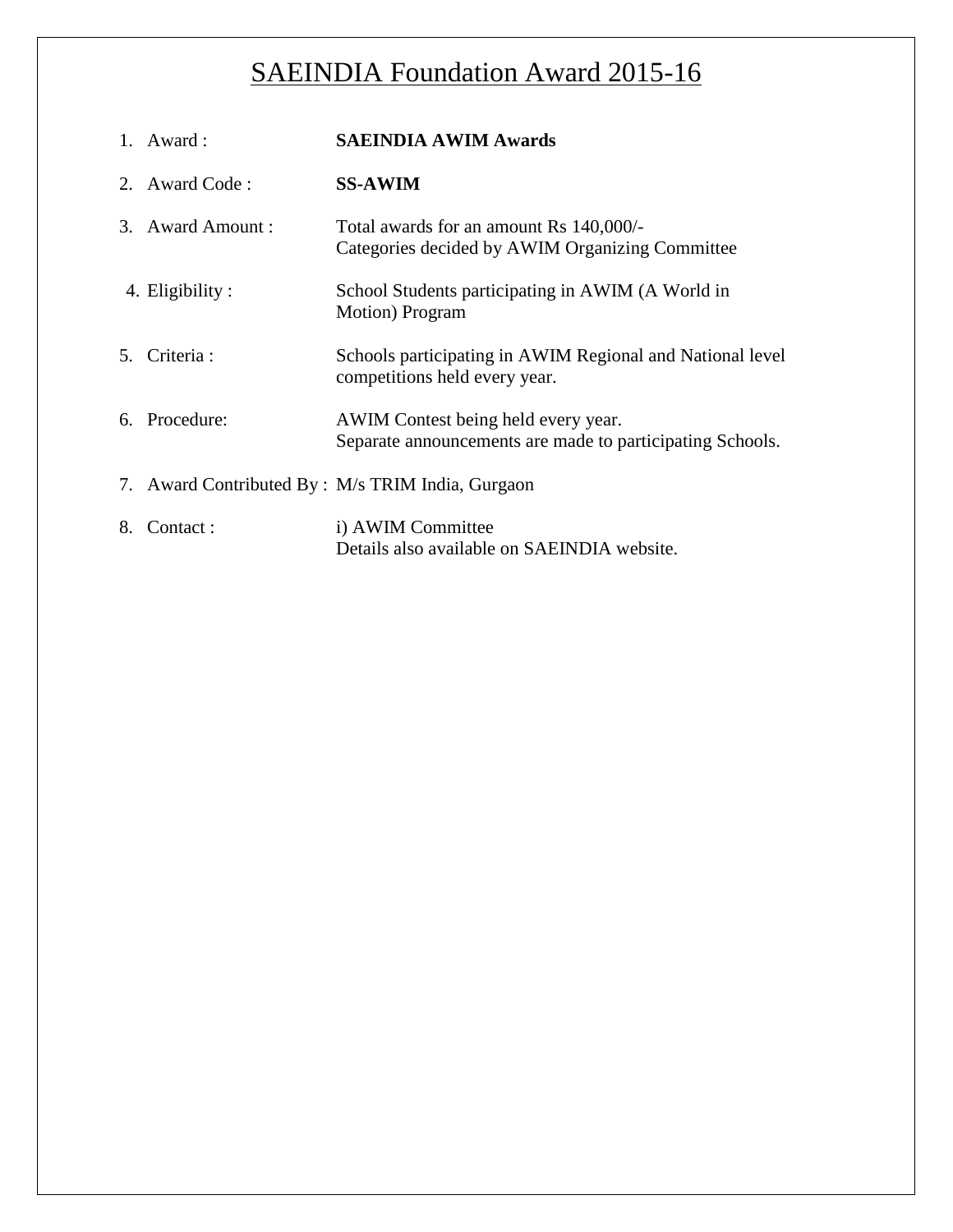# SAEINDIA Foundation Award 2015-16

1. Award : **SAEINDIA AWIM Awards**

2. Award Code : **SS-AWIM**

3. Award Amount : Total awards for an amount Rs 140,000/-
   Categories decided by AWIM Organizing Committee

4. Eligibility : School Students participating in AWIM (A World in Motion) Program

5. Criteria : Schools participating in AWIM Regional and National level competitions held every year.

6. Procedure: AWIM Contest being held every year.
   Separate announcements are made to participating Schools.

7. Award Contributed By : M/s TRIM India, Gurgaon

8. Contact : i) AWIM Committee
   Details also available on SAEINDIA website.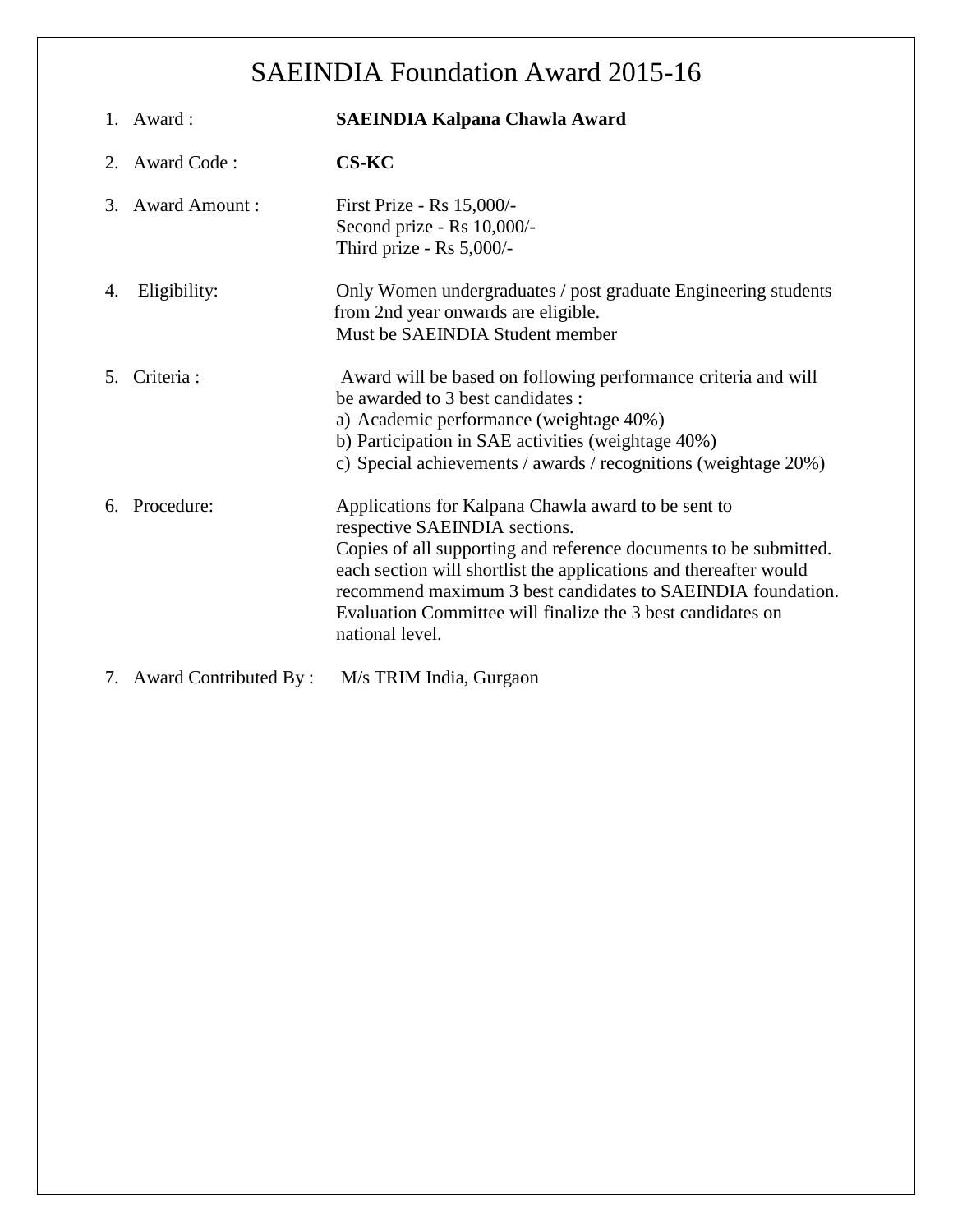# SAEINDIA Foundation Award 2015-16

1. Award : **SAEINDIA Kalpana Chawla Award**

2. Award Code : **CS-KC**

3. Award Amount :
   First Prize - Rs 15,000/-
   Second prize - Rs 10,000/-
   Third prize - Rs 5,000/-

4. Eligibility:
   Only Women undergraduates / post graduate Engineering students from 2nd year onwards are eligible.
   Must be SAEINDIA Student member

5. Criteria :
   Award will be based on following performance criteria and will be awarded to 3 best candidates :
   a) Academic performance (weightage 40%)
   b) Participation in SAE activities (weightage 40%)
   c) Special achievements / awards / recognitions (weightage 20%)

6. Procedure:
   Applications for Kalpana Chawla award to be sent to respective SAEINDIA sections.
   Copies of all supporting and reference documents to be submitted.
   each section will shortlist the applications and thereafter would recommend maximum 3 best candidates to SAEINDIA foundation.
   Evaluation Committee will finalize the 3 best candidates on national level.

7. Award Contributed By : M/s TRIM India, Gurgaon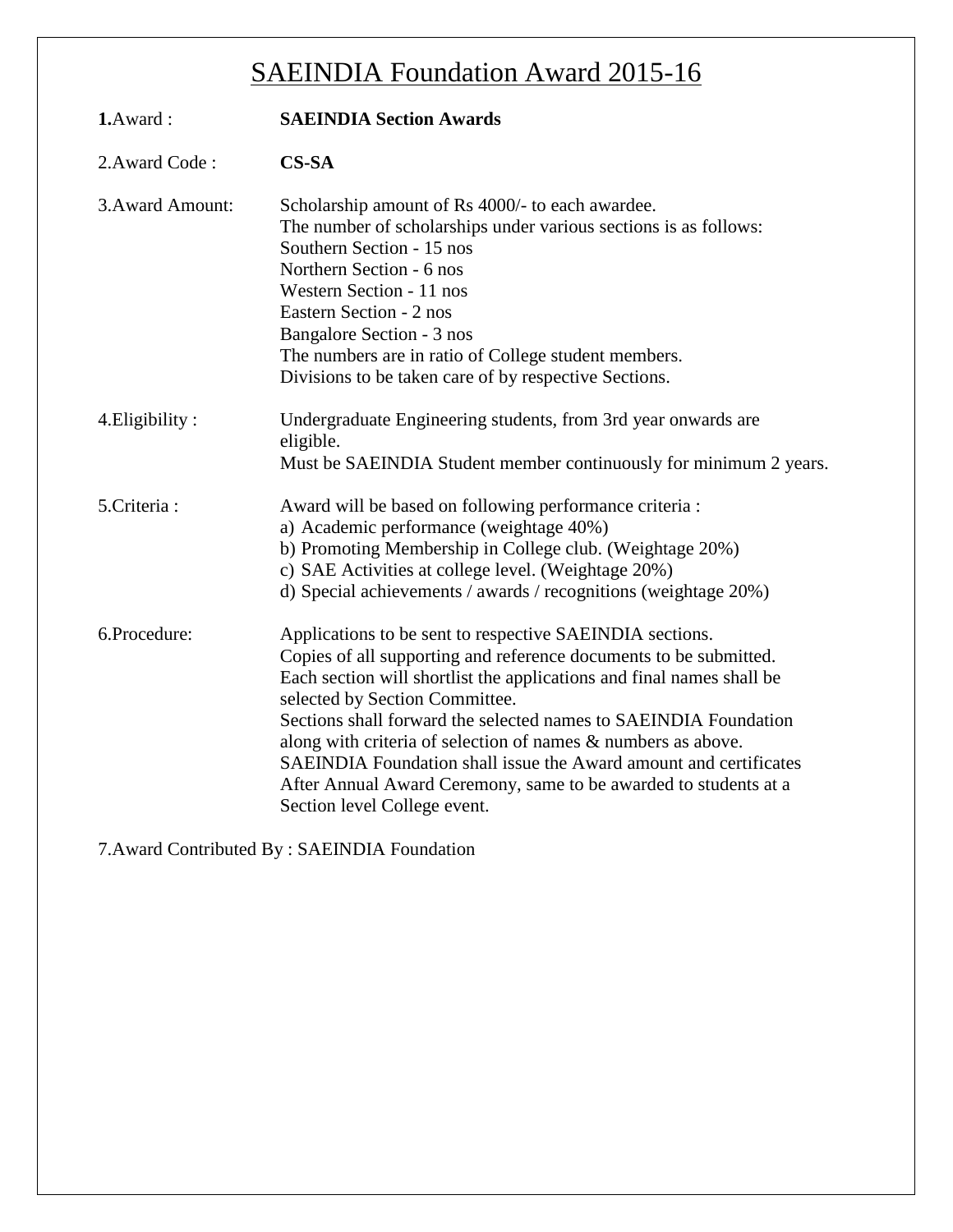# SAEINDIA Foundation Award 2015-16

**1.**Award : **SAEINDIA Section Awards**

2.Award Code : **CS-SA**

3.Award Amount: Scholarship amount of Rs 4000/- to each awardee.
The number of scholarships under various sections is as follows:
Southern Section - 15 nos
Northern Section - 6 nos
Western Section - 11 nos
Eastern Section - 2 nos
Bangalore Section - 3 nos
The numbers are in ratio of College student members.
Divisions to be taken care of by respective Sections.

4.Eligibility : Undergraduate Engineering students, from 3rd year onwards are eligible.
Must be SAEINDIA Student member continuously for minimum 2 years.

5.Criteria : Award will be based on following performance criteria :
a) Academic performance (weightage 40%)
b) Promoting Membership in College club. (Weightage 20%)
c) SAE Activities at college level. (Weightage 20%)
d) Special achievements / awards / recognitions (weightage 20%)

6.Procedure: Applications to be sent to respective SAEINDIA sections.
Copies of all supporting and reference documents to be submitted.
Each section will shortlist the applications and final names shall be selected by Section Committee.
Sections shall forward the selected names to SAEINDIA Foundation along with criteria of selection of names & numbers as above.
SAEINDIA Foundation shall issue the Award amount and certificates After Annual Award Ceremony, same to be awarded to students at a Section level College event.

7.Award Contributed By : SAEINDIA Foundation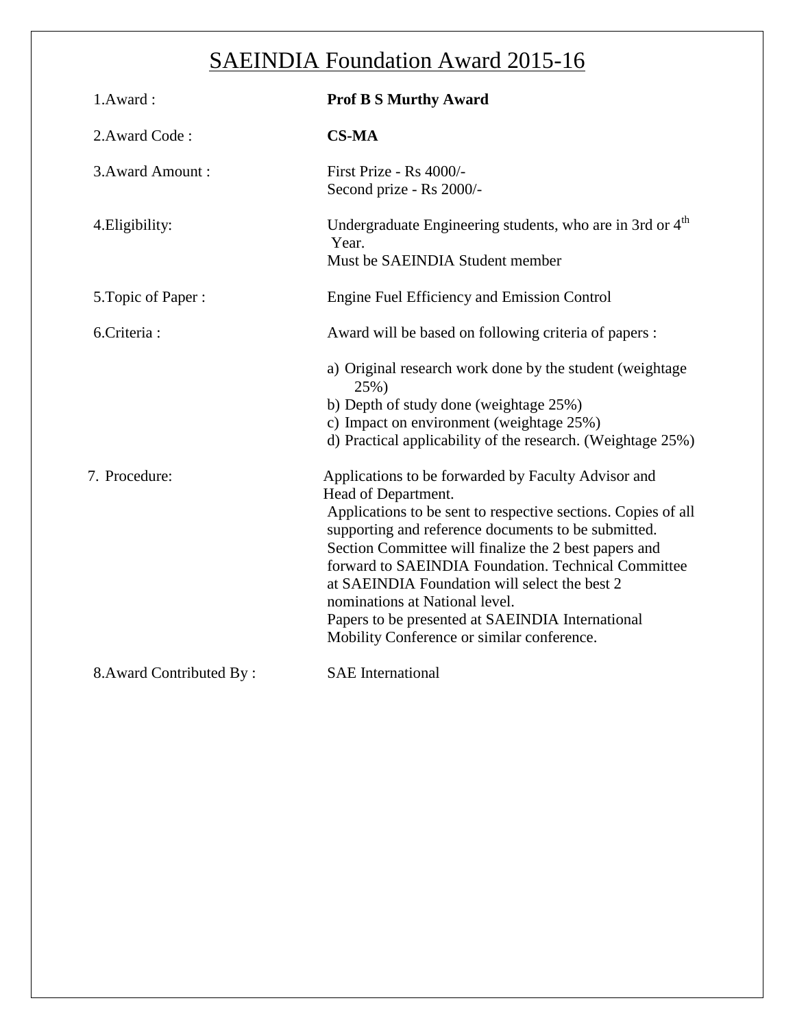# SAEINDIA Foundation Award 2015-16

| | |
|---|---|
| 1.Award : | **Prof B S Murthy Award** |
| 2.Award Code : | **CS-MA** |
| 3.Award Amount : | First Prize - Rs 4000/-<br>Second prize - Rs 2000/- |
| 4.Eligibility: | Undergraduate Engineering students, who are in 3rd or 4th Year.<br>Must be SAEINDIA Student member |
| 5.Topic of Paper : | Engine Fuel Efficiency and Emission Control |
| 6.Criteria : | Award will be based on following criteria of papers :<br>a) Original research work done by the student (weightage 25%)<br>b) Depth of study done (weightage 25%)<br>c) Impact on environment (weightage 25%)<br>d) Practical applicability of the research. (Weightage 25%) |
| 7. Procedure: | Applications to be forwarded by Faculty Advisor and Head of Department.<br>Applications to be sent to respective sections. Copies of all supporting and reference documents to be submitted. Section Committee will finalize the 2 best papers and forward to SAEINDIA Foundation. Technical Committee at SAEINDIA Foundation will select the best 2 nominations at National level.<br>Papers to be presented at SAEINDIA International Mobility Conference or similar conference. |
| 8.Award Contributed By : | SAE International |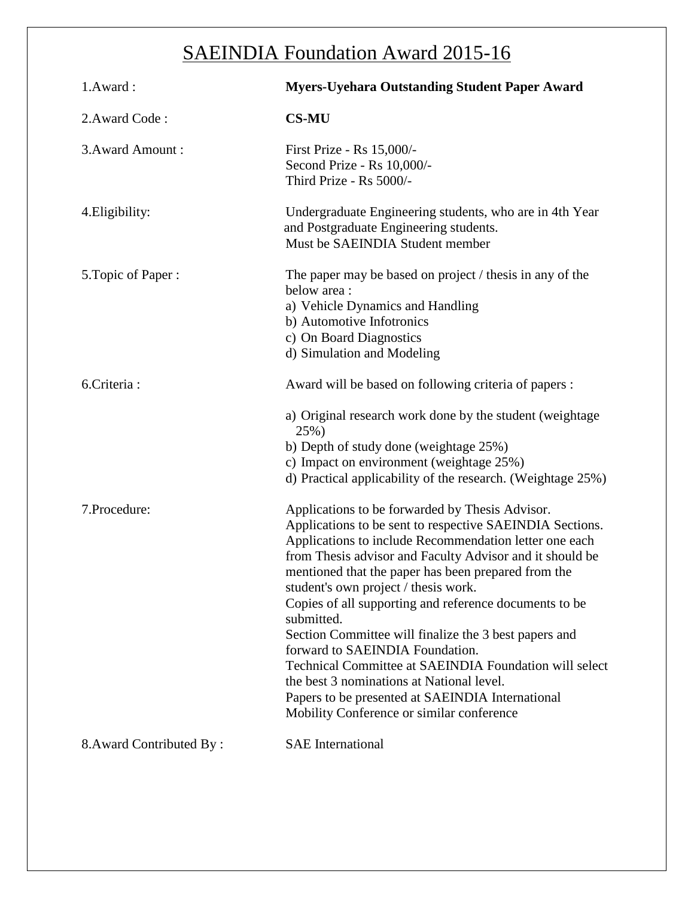# SAEINDIA Foundation Award 2015-16

| | |
|---|---|
| 1.Award : | **Myers-Uyehara Outstanding Student Paper Award** |
| 2.Award Code : | **CS-MU** |
| 3.Award Amount : | First Prize - Rs 15,000/-<br>Second Prize - Rs 10,000/-<br>Third Prize - Rs 5000/- |
| 4.Eligibility: | Undergraduate Engineering students, who are in 4th Year and Postgraduate Engineering students.<br>Must be SAEINDIA Student member |
| 5.Topic of Paper : | The paper may be based on project / thesis in any of the below area :<br>a) Vehicle Dynamics and Handling<br>b) Automotive Infotronics<br>c) On Board Diagnostics<br>d) Simulation and Modeling |
| 6.Criteria : | Award will be based on following criteria of papers :<br>a) Original research work done by the student (weightage 25%)<br>b) Depth of study done (weightage 25%)<br>c) Impact on environment (weightage 25%)<br>d) Practical applicability of the research. (Weightage 25%) |
| 7.Procedure: | Applications to be forwarded by Thesis Advisor.<br>Applications to be sent to respective SAEINDIA Sections.<br>Applications to include Recommendation letter one each from Thesis advisor and Faculty Advisor and it should be mentioned that the paper has been prepared from the student's own project / thesis work.<br>Copies of all supporting and reference documents to be submitted.<br>Section Committee will finalize the 3 best papers and forward to SAEINDIA Foundation.<br>Technical Committee at SAEINDIA Foundation will select the best 3 nominations at National level.<br>Papers to be presented at SAEINDIA International Mobility Conference or similar conference |
| 8.Award Contributed By : | SAE International |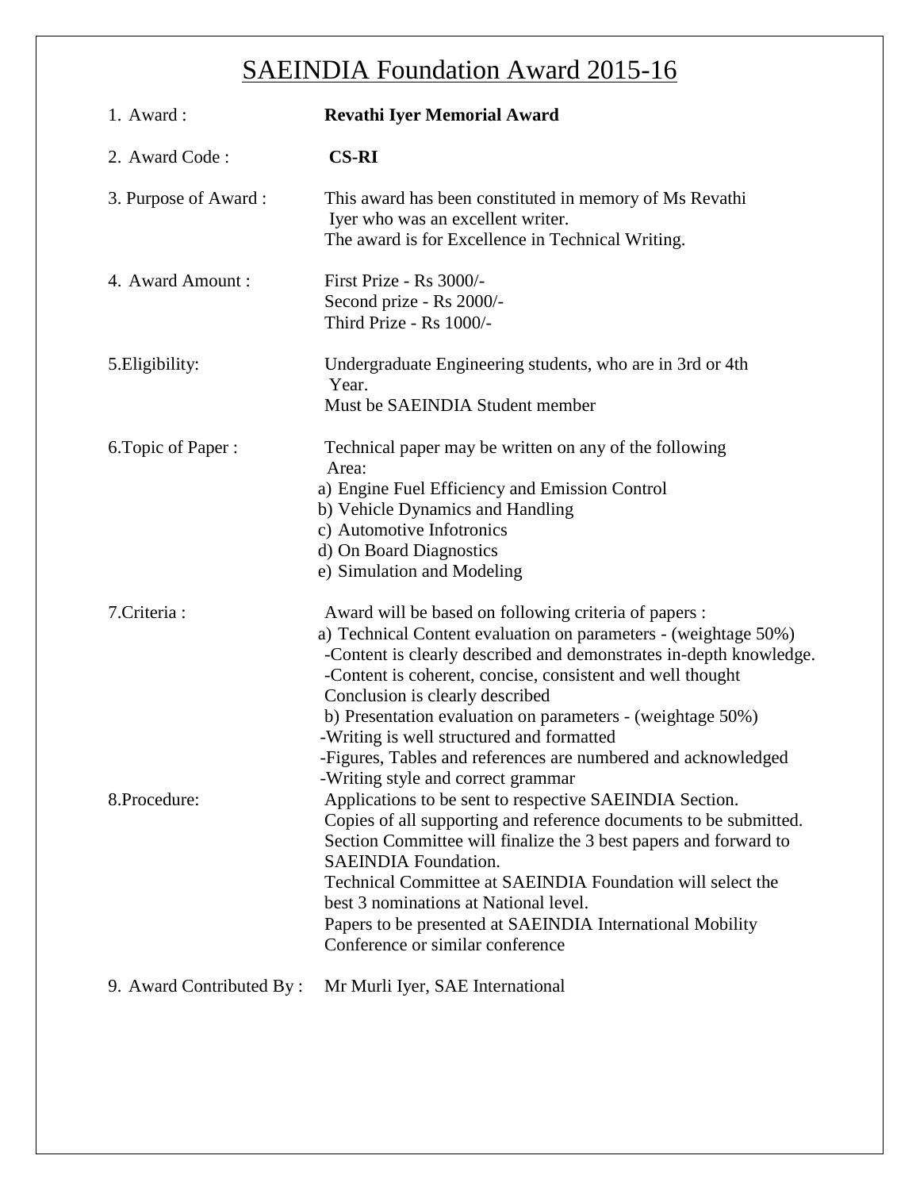# SAEINDIA Foundation Award 2015-16

1. Award : **Revathi Iyer Memorial Award**

2. Award Code : **CS-RI**

3. Purpose of Award : This award has been constituted in memory of Ms Revathi Iyer who was an excellent writer.
   The award is for Excellence in Technical Writing.

4. Award Amount : First Prize - Rs 3000/-
   Second prize - Rs 2000/-
   Third Prize - Rs 1000/-

5. Eligibility: Undergraduate Engineering students, who are in 3rd or 4th Year.
   Must be SAEINDIA Student member

6. Topic of Paper : Technical paper may be written on any of the following Area:
   a) Engine Fuel Efficiency and Emission Control
   b) Vehicle Dynamics and Handling
   c) Automotive Infotronics
   d) On Board Diagnostics
   e) Simulation and Modeling

7. Criteria : Award will be based on following criteria of papers :
   a) Technical Content evaluation on parameters - (weightage 50%)
   -Content is clearly described and demonstrates in-depth knowledge.
   -Content is coherent, concise, consistent and well thought
   Conclusion is clearly described
   b) Presentation evaluation on parameters - (weightage 50%)
   -Writing is well structured and formatted
   -Figures, Tables and references are numbered and acknowledged
   -Writing style and correct grammar

8. Procedure: Applications to be sent to respective SAEINDIA Section.
   Copies of all supporting and reference documents to be submitted.
   Section Committee will finalize the 3 best papers and forward to SAEINDIA Foundation.
   Technical Committee at SAEINDIA Foundation will select the best 3 nominations at National level.
   Papers to be presented at SAEINDIA International Mobility Conference or similar conference

9. Award Contributed By : Mr Murli Iyer, SAE International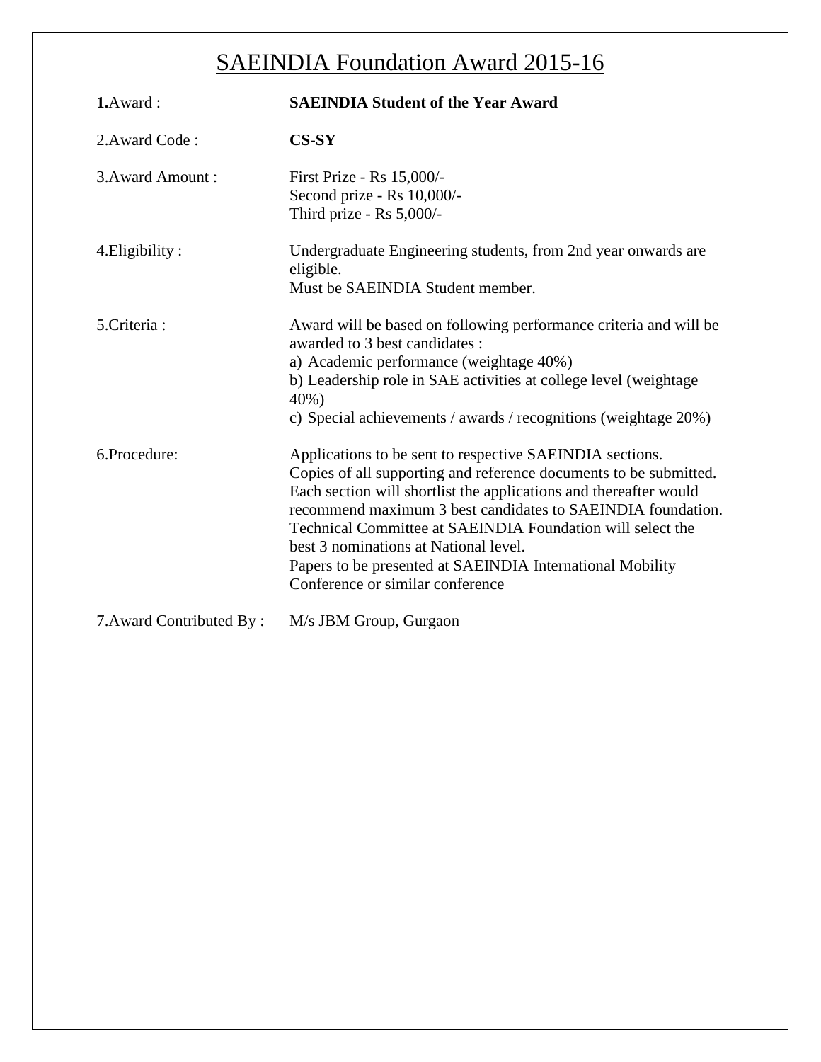# SAEINDIA Foundation Award 2015-16

| | |
|---|---|
| **1.**Award : | **SAEINDIA Student of the Year Award** |
| 2.Award Code : | **CS-SY** |
| 3.Award Amount : | First Prize - Rs 15,000/-<br>Second prize - Rs 10,000/-<br>Third prize - Rs 5,000/- |
| 4.Eligibility : | Undergraduate Engineering students, from 2nd year onwards are eligible.<br>Must be SAEINDIA Student member. |
| 5.Criteria : | Award will be based on following performance criteria and will be awarded to 3 best candidates :<br>a) Academic performance (weightage 40%)<br>b) Leadership role in SAE activities at college level (weightage 40%)<br>c) Special achievements / awards / recognitions (weightage 20%) |
| 6.Procedure: | Applications to be sent to respective SAEINDIA sections.<br>Copies of all supporting and reference documents to be submitted.<br>Each section will shortlist the applications and thereafter would recommend maximum 3 best candidates to SAEINDIA foundation.<br>Technical Committee at SAEINDIA Foundation will select the best 3 nominations at National level.<br>Papers to be presented at SAEINDIA International Mobility Conference or similar conference |
| 7.Award Contributed By : | M/s JBM Group, Gurgaon |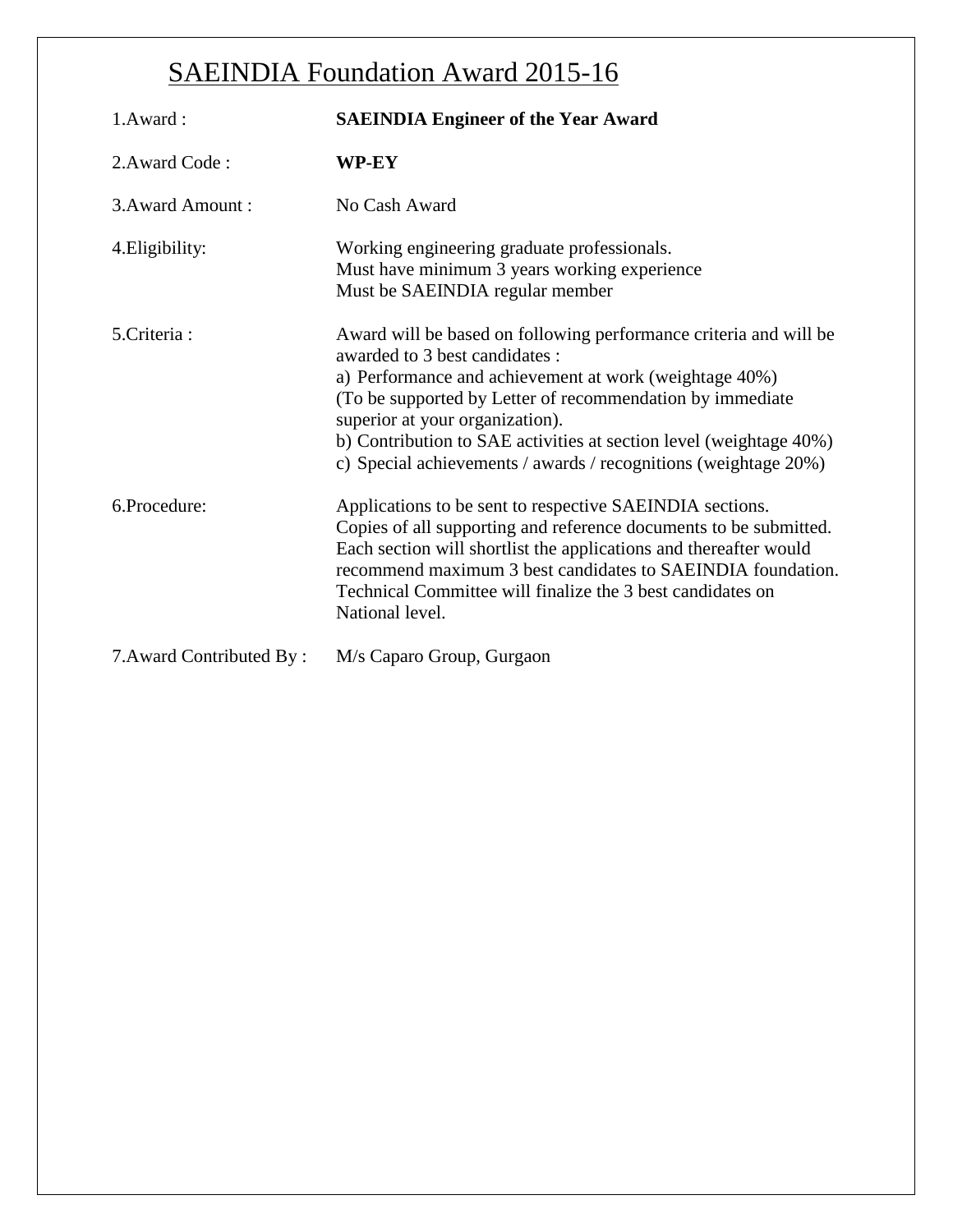# SAEINDIA Foundation Award 2015-16

| | |
|---|---|
| 1.Award : | **SAEINDIA Engineer of the Year Award** |
| 2.Award Code : | **WP-EY** |
| 3.Award Amount : | No Cash Award |
| 4.Eligibility: | Working engineering graduate professionals.<br>Must have minimum 3 years working experience<br>Must be SAEINDIA regular member |
| 5.Criteria : | Award will be based on following performance criteria and will be awarded to 3 best candidates :<br>a) Performance and achievement at work (weightage 40%)<br>(To be supported by Letter of recommendation by immediate superior at your organization).<br>b) Contribution to SAE activities at section level (weightage 40%)<br>c) Special achievements / awards / recognitions (weightage 20%) |
| 6.Procedure: | Applications to be sent to respective SAEINDIA sections.<br>Copies of all supporting and reference documents to be submitted.<br>Each section will shortlist the applications and thereafter would recommend maximum 3 best candidates to SAEINDIA foundation.<br>Technical Committee will finalize the 3 best candidates on National level. |
| 7.Award Contributed By : | M/s Caparo Group, Gurgaon |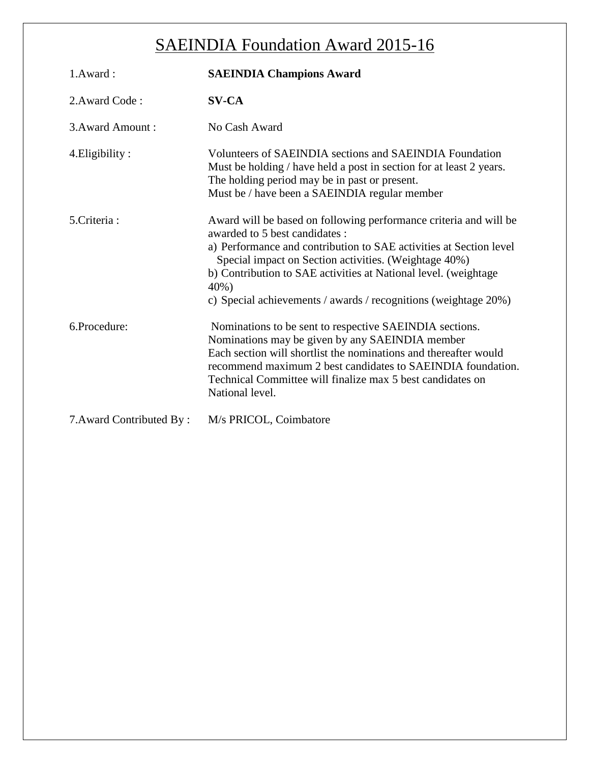# SAEINDIA Foundation Award 2015-16

| | |
|---|---|
| 1.Award : | **SAEINDIA Champions Award** |
| 2.Award Code : | **SV-CA** |
| 3.Award Amount : | No Cash Award |
| 4.Eligibility : | Volunteers of SAEINDIA sections and SAEINDIA Foundation<br>Must be holding / have held a post in section for at least 2 years.<br>The holding period may be in past or present.<br>Must be / have been a SAEINDIA regular member |
| 5.Criteria : | Award will be based on following performance criteria and will be awarded to 5 best candidates :<br>a) Performance and contribution to SAE activities at Section level Special impact on Section activities. (Weightage 40%)<br>b) Contribution to SAE activities at National level. (weightage 40%)<br>c) Special achievements / awards / recognitions (weightage 20%) |
| 6.Procedure: | Nominations to be sent to respective SAEINDIA sections.<br>Nominations may be given by any SAEINDIA member<br>Each section will shortlist the nominations and thereafter would recommend maximum 2 best candidates to SAEINDIA foundation.<br>Technical Committee will finalize max 5 best candidates on National level. |
| 7.Award Contributed By : | M/s PRICOL, Coimbatore |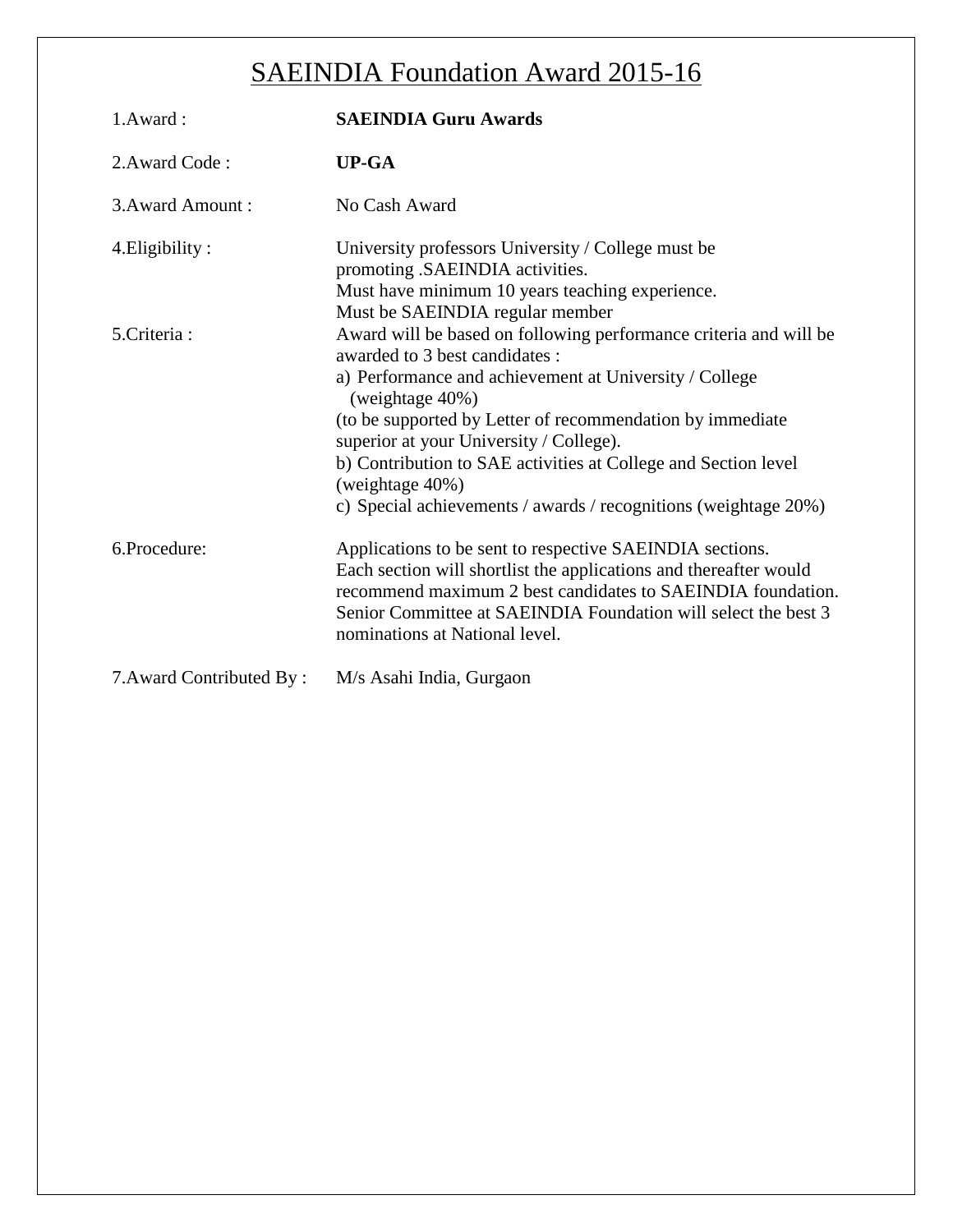# SAEINDIA Foundation Award 2015-16

1.Award : **SAEINDIA Guru Awards**

2.Award Code : **UP-GA**

3.Award Amount : No Cash Award

4.Eligibility : University professors University / College must be promoting .SAEINDIA activities.
Must have minimum 10 years teaching experience.
Must be SAEINDIA regular member

5.Criteria : Award will be based on following performance criteria and will be awarded to 3 best candidates :

a) Performance and achievement at University / College (weightage 40%)
(to be supported by Letter of recommendation by immediate superior at your University / College).
b) Contribution to SAE activities at College and Section level (weightage 40%)
c) Special achievements / awards / recognitions (weightage 20%)

6.Procedure: Applications to be sent to respective SAEINDIA sections.
Each section will shortlist the applications and thereafter would recommend maximum 2 best candidates to SAEINDIA foundation.
Senior Committee at SAEINDIA Foundation will select the best 3 nominations at National level.

7.Award Contributed By : M/s Asahi India, Gurgaon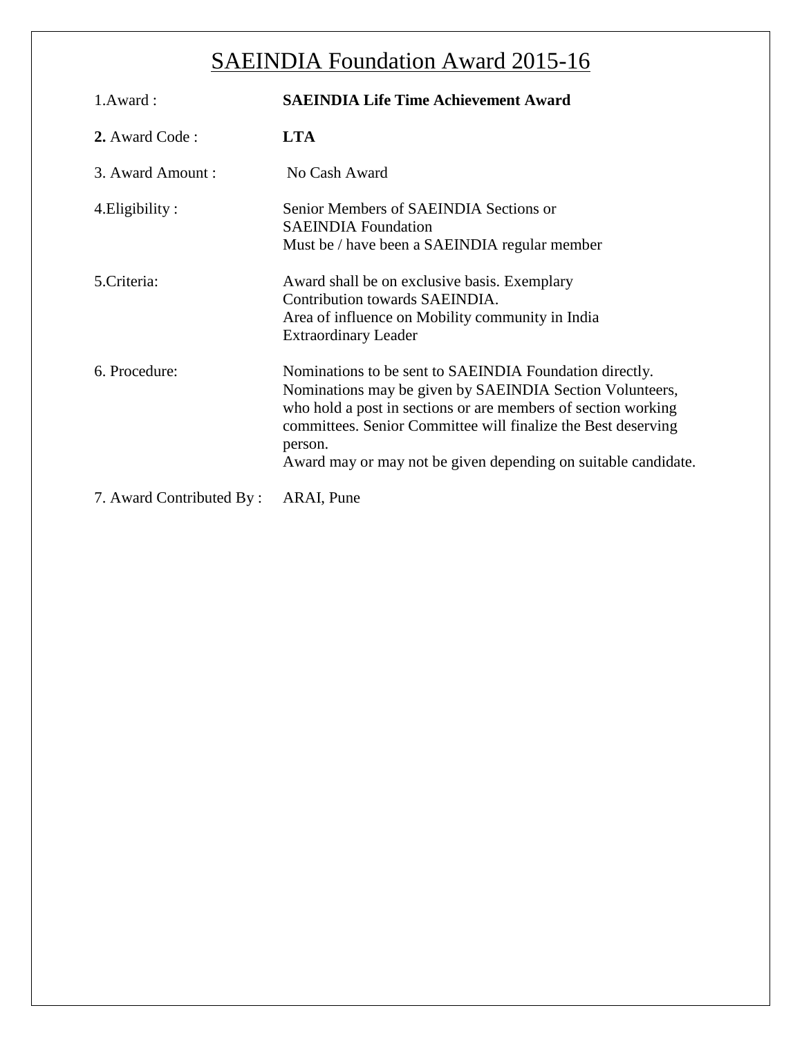# SAEINDIA Foundation Award 2015-16

| | |
|---|---|
| 1.Award : | **SAEINDIA Life Time Achievement Award** |
| **2.** Award Code : | **LTA** |
| 3. Award Amount : | No Cash Award |
| 4.Eligibility : | Senior Members of SAEINDIA Sections or SAEINDIA Foundation<br>Must be / have been a SAEINDIA regular member |
| 5.Criteria: | Award shall be on exclusive basis. Exemplary Contribution towards SAEINDIA.<br>Area of influence on Mobility community in India<br>Extraordinary Leader |
| 6. Procedure: | Nominations to be sent to SAEINDIA Foundation directly. Nominations may be given by SAEINDIA Section Volunteers, who hold a post in sections or are members of section working committees. Senior Committee will finalize the Best deserving person.<br>Award may or may not be given depending on suitable candidate. |
| 7. Award Contributed By : | ARAI, Pune |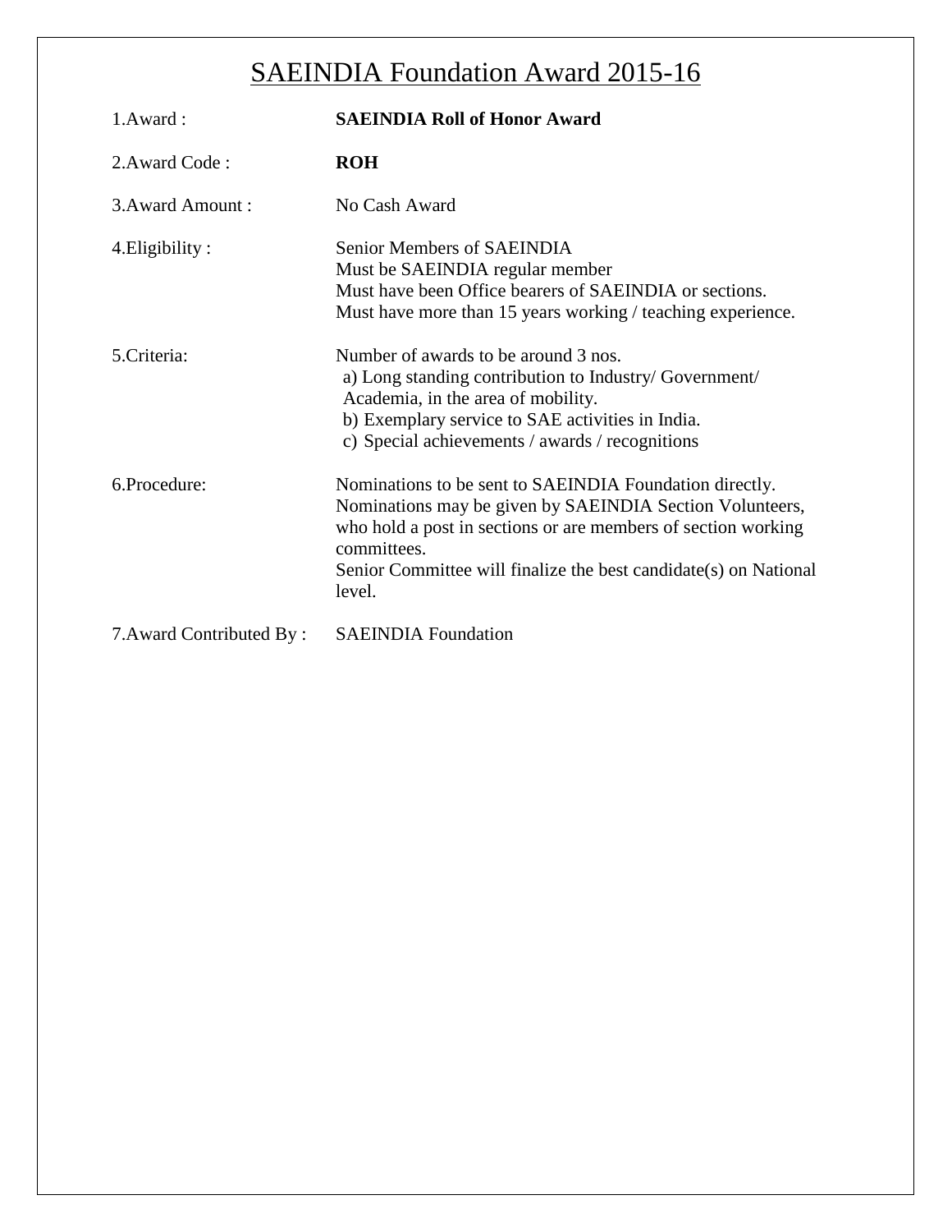# SAEINDIA Foundation Award 2015-16

| | |
|---|---|
| 1.Award : | **SAEINDIA Roll of Honor Award** |
| 2.Award Code : | **ROH** |
| 3.Award Amount : | No Cash Award |
| 4.Eligibility : | Senior Members of SAEINDIA<br>Must be SAEINDIA regular member<br>Must have been Office bearers of SAEINDIA or sections.<br>Must have more than 15 years working / teaching experience. |
| 5.Criteria: | Number of awards to be around 3 nos.<br>a) Long standing contribution to Industry/ Government/ Academia, in the area of mobility.<br>b) Exemplary service to SAE activities in India.<br>c) Special achievements / awards / recognitions |
| 6.Procedure: | Nominations to be sent to SAEINDIA Foundation directly.<br>Nominations may be given by SAEINDIA Section Volunteers, who hold a post in sections or are members of section working committees.<br>Senior Committee will finalize the best candidate(s) on National level. |
| 7.Award Contributed By : | SAEINDIA Foundation |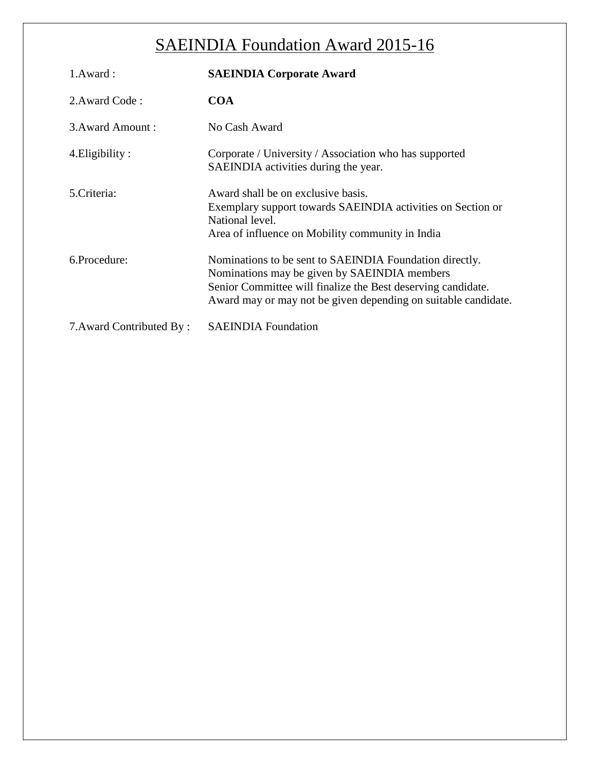# SAEINDIA Foundation Award 2015-16

| | |
|---|---|
| 1.Award : | **SAEINDIA Corporate Award** |
| 2.Award Code : | **COA** |
| 3.Award Amount : | No Cash Award |
| 4.Eligibility : | Corporate / University / Association who has supported SAEINDIA activities during the year. |
| 5.Criteria: | Award shall be on exclusive basis.<br>Exemplary support towards SAEINDIA activities on Section or National level.<br>Area of influence on Mobility community in India |
| 6.Procedure: | Nominations to be sent to SAEINDIA Foundation directly.<br>Nominations may be given by SAEINDIA members<br>Senior Committee will finalize the Best deserving candidate.<br>Award may or may not be given depending on suitable candidate. |
| 7.Award Contributed By : | SAEINDIA Foundation |